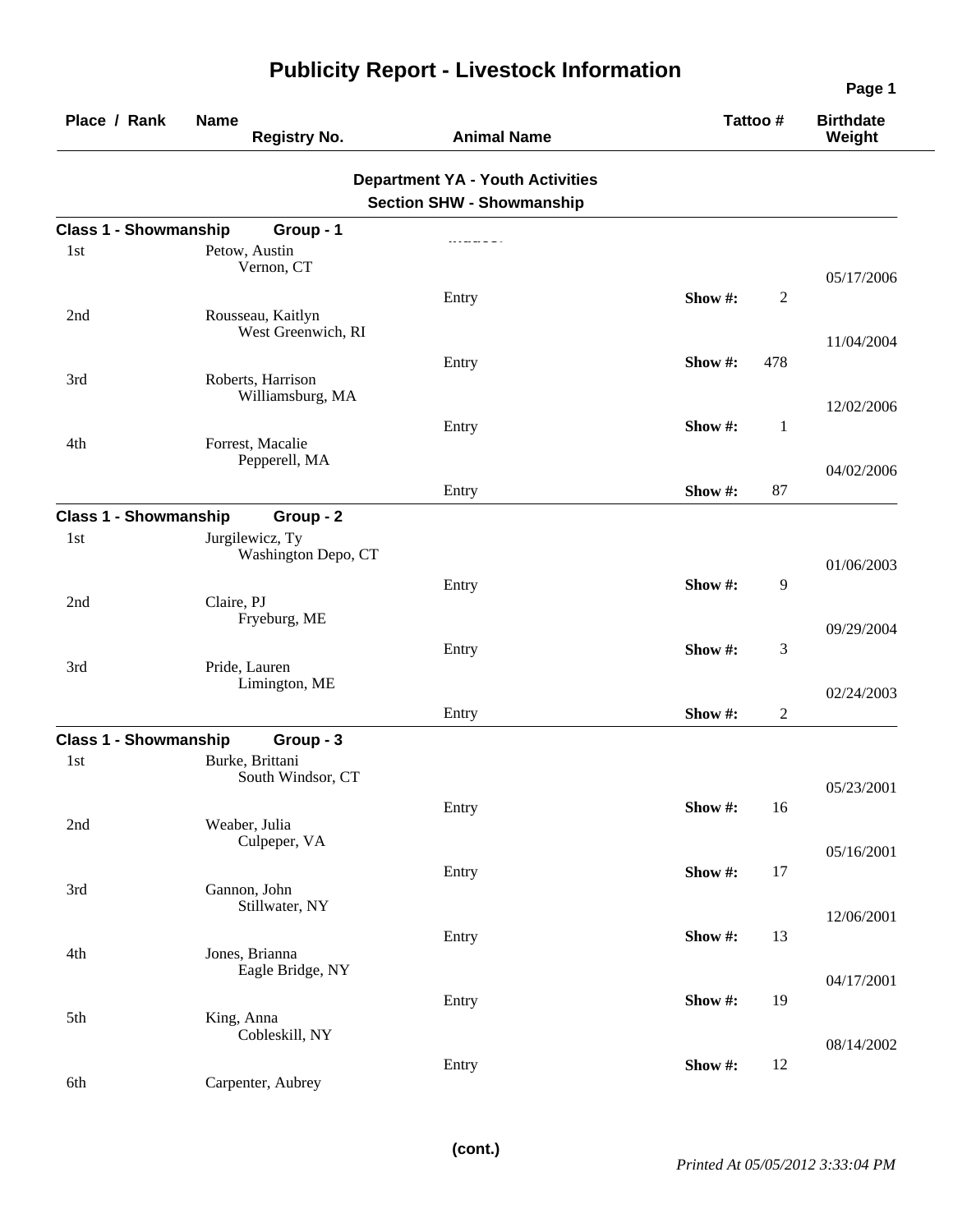# Publicity Report - Livestock Information

| Place / Rank | Name / Registry No. | Animal Name | Tattoo # | Birthdate / Weight |
|---|---|---|---|---|

## Department YA - Youth Activities

## Section SHW - Showmanship

**Class 1 - Showmanship Group - 1**

| Place / Rank | Name / Registry No. | Animal Name | Tattoo # | Birthdate / Weight |
|---|---|---|---|---|
| 1st | Petow, Austin<br>Vernon, CT | Entry | Show #: 2 | 05/17/2006 |
| 2nd | Rousseau, Kaitlyn<br>West Greenwich, RI | Entry | Show #: 478 | 11/04/2004 |
| 3rd | Roberts, Harrison<br>Williamsburg, MA | Entry | Show #: 1 | 12/02/2006 |
| 4th | Forrest, Macalie<br>Pepperell, MA | Entry | Show #: 87 | 04/02/2006 |

**Class 1 - Showmanship Group - 2**

| Place / Rank | Name / Registry No. | Animal Name | Tattoo # | Birthdate / Weight |
|---|---|---|---|---|
| 1st | Jurgilewicz, Ty<br>Washington Depo, CT | Entry | Show #: 9 | 01/06/2003 |
| 2nd | Claire, PJ<br>Fryeburg, ME | Entry | Show #: 3 | 09/29/2004 |
| 3rd | Pride, Lauren<br>Limington, ME | Entry | Show #: 2 | 02/24/2003 |

**Class 1 - Showmanship Group - 3**

| Place / Rank | Name / Registry No. | Animal Name | Tattoo # | Birthdate / Weight |
|---|---|---|---|---|
| 1st | Burke, Brittani<br>South Windsor, CT | Entry | Show #: 16 | 05/23/2001 |
| 2nd | Weaber, Julia<br>Culpeper, VA | Entry | Show #: 17 | 05/16/2001 |
| 3rd | Gannon, John<br>Stillwater, NY | Entry | Show #: 13 | 12/06/2001 |
| 4th | Jones, Brianna<br>Eagle Bridge, NY | Entry | Show #: 19 | 04/17/2001 |
| 5th | King, Anna<br>Cobleskill, NY | Entry | Show #: 12 | 08/14/2002 |
| 6th | Carpenter, Aubrey | | | |

(cont.)

*Printed At 05/05/2012 3:33:04 PM*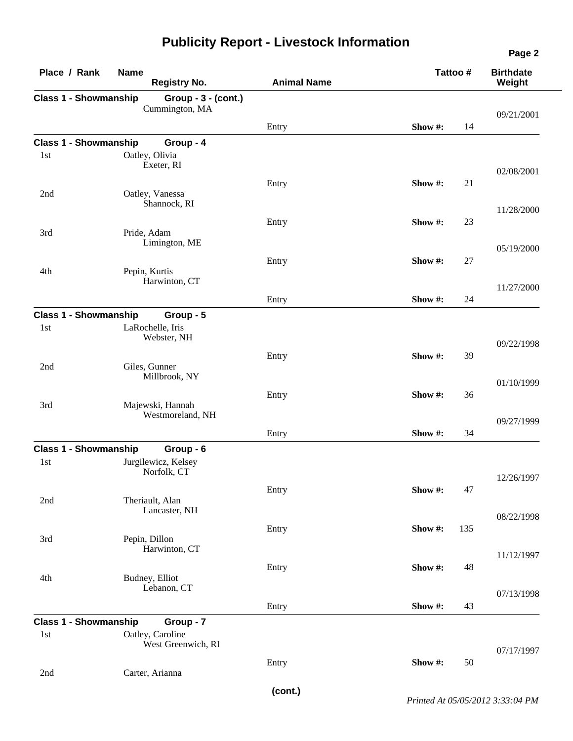# Publicity Report - Livestock Information

| Place / Rank | Name / Registry No. | Animal Name | Tattoo # | | Birthdate / Weight |
|---|---|---|---|---|---|
| **Class 1 - Showmanship** | **Group - 3 - (cont.)** | | | | |
| | Cummington, MA | | | | 09/21/2001 |
| | | Entry | Show #: | 14 | |
| **Class 1 - Showmanship** | **Group - 4** | | | | |
| 1st | Oatley, Olivia<br>Exeter, RI | | | | 02/08/2001 |
| | | Entry | Show #: | 21 | |
| 2nd | Oatley, Vanessa<br>Shannock, RI | | | | 11/28/2000 |
| | | Entry | Show #: | 23 | |
| 3rd | Pride, Adam<br>Limington, ME | | | | 05/19/2000 |
| | | Entry | Show #: | 27 | |
| 4th | Pepin, Kurtis<br>Harwinton, CT | | | | 11/27/2000 |
| | | Entry | Show #: | 24 | |
| **Class 1 - Showmanship** | **Group - 5** | | | | |
| 1st | LaRochelle, Iris<br>Webster, NH | | | | 09/22/1998 |
| | | Entry | Show #: | 39 | |
| 2nd | Giles, Gunner<br>Millbrook, NY | | | | 01/10/1999 |
| | | Entry | Show #: | 36 | |
| 3rd | Majewski, Hannah<br>Westmoreland, NH | | | | 09/27/1999 |
| | | Entry | Show #: | 34 | |
| **Class 1 - Showmanship** | **Group - 6** | | | | |
| 1st | Jurgilewicz, Kelsey<br>Norfolk, CT | | | | 12/26/1997 |
| | | Entry | Show #: | 47 | |
| 2nd | Theriault, Alan<br>Lancaster, NH | | | | 08/22/1998 |
| | | Entry | Show #: | 135 | |
| 3rd | Pepin, Dillon<br>Harwinton, CT | | | | 11/12/1997 |
| | | Entry | Show #: | 48 | |
| 4th | Budney, Elliot<br>Lebanon, CT | | | | 07/13/1998 |
| | | Entry | Show #: | 43 | |
| **Class 1 - Showmanship** | **Group - 7** | | | | |
| 1st | Oatley, Caroline<br>West Greenwich, RI | | | | 07/17/1997 |
| | | Entry | Show #: | 50 | |
| 2nd | Carter, Arianna | | | | |

**(cont.)**

*Printed At 05/05/2012 3:33:04 PM*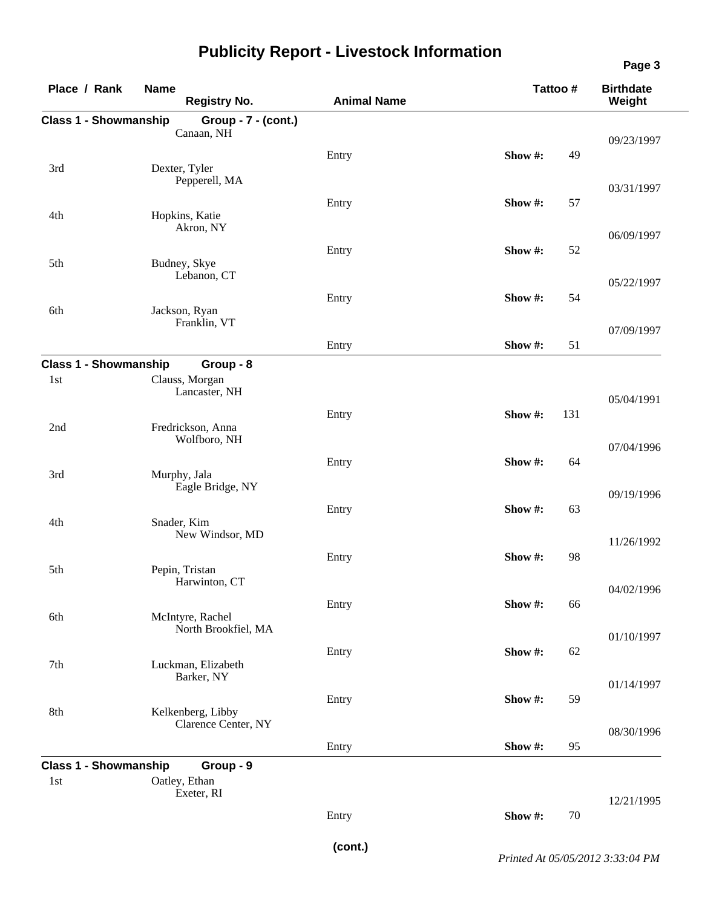# Publicity Report - Livestock Information

| Place / Rank | Name / Registry No. | Animal Name | | Tattoo # | Birthdate / Weight |
|---|---|---|---|---|---|
| **Class 1 - Showmanship** | **Group - 7 - (cont.)** | | | | |
| | Canaan, NH | | | | 09/23/1997 |
| | | Entry | **Show #:** | 49 | |
| 3rd | Dexter, Tyler<br>Pepperell, MA | | | | 03/31/1997 |
| | | Entry | **Show #:** | 57 | |
| 4th | Hopkins, Katie<br>Akron, NY | | | | 06/09/1997 |
| | | Entry | **Show #:** | 52 | |
| 5th | Budney, Skye<br>Lebanon, CT | | | | 05/22/1997 |
| | | Entry | **Show #:** | 54 | |
| 6th | Jackson, Ryan<br>Franklin, VT | | | | 07/09/1997 |
| | | Entry | **Show #:** | 51 | |
| **Class 1 - Showmanship** | **Group - 8** | | | | |
| 1st | Clauss, Morgan<br>Lancaster, NH | | | | 05/04/1991 |
| | | Entry | **Show #:** | 131 | |
| 2nd | Fredrickson, Anna<br>Wolfboro, NH | | | | 07/04/1996 |
| | | Entry | **Show #:** | 64 | |
| 3rd | Murphy, Jala<br>Eagle Bridge, NY | | | | 09/19/1996 |
| | | Entry | **Show #:** | 63 | |
| 4th | Snader, Kim<br>New Windsor, MD | | | | 11/26/1992 |
| | | Entry | **Show #:** | 98 | |
| 5th | Pepin, Tristan<br>Harwinton, CT | | | | 04/02/1996 |
| | | Entry | **Show #:** | 66 | |
| 6th | McIntyre, Rachel<br>North Brookfiel, MA | | | | 01/10/1997 |
| | | Entry | **Show #:** | 62 | |
| 7th | Luckman, Elizabeth<br>Barker, NY | | | | 01/14/1997 |
| | | Entry | **Show #:** | 59 | |
| 8th | Kelkenberg, Libby<br>Clarence Center, NY | | | | 08/30/1996 |
| | | Entry | **Show #:** | 95 | |
| **Class 1 - Showmanship** | **Group - 9** | | | | |
| 1st | Oatley, Ethan<br>Exeter, RI | | | | 12/21/1995 |
| | | Entry | **Show #:** | 70 | |

**(cont.)**

*Printed At 05/05/2012 3:33:04 PM*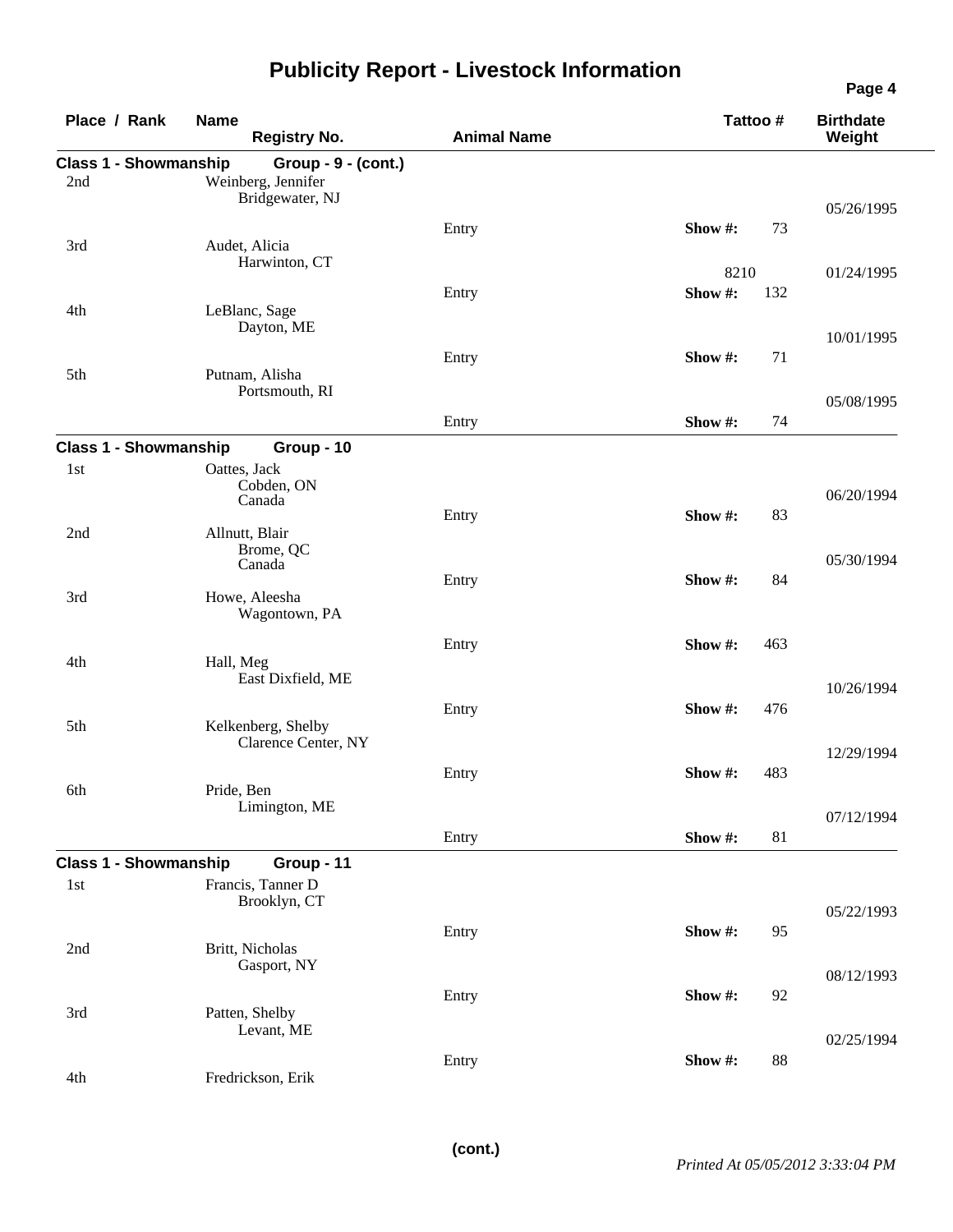# Publicity Report - Livestock Information

| Place / Rank | Name / Registry No. | Animal Name | Tattoo # | Birthdate / Weight |
|---|---|---|---|---|
| **Class 1 - Showmanship** | **Group - 9 - (cont.)** | | | |
| 2nd | Weinberg, Jennifer<br>Bridgewater, NJ | Entry | Show #: 73 | 05/26/1995 |
| 3rd | Audet, Alicia<br>Harwinton, CT | Entry | 8210<br>Show #: 132 | 01/24/1995 |
| 4th | LeBlanc, Sage<br>Dayton, ME | Entry | Show #: 71 | 10/01/1995 |
| 5th | Putnam, Alisha<br>Portsmouth, RI | Entry | Show #: 74 | 05/08/1995 |
| **Class 1 - Showmanship** | **Group - 10** | | | |
| 1st | Oattes, Jack<br>Cobden, ON<br>Canada | Entry | Show #: 83 | 06/20/1994 |
| 2nd | Allnutt, Blair<br>Brome, QC<br>Canada | Entry | Show #: 84 | 05/30/1994 |
| 3rd | Howe, Aleesha<br>Wagontown, PA | Entry | Show #: 463 | |
| 4th | Hall, Meg<br>East Dixfield, ME | Entry | Show #: 476 | 10/26/1994 |
| 5th | Kelkenberg, Shelby<br>Clarence Center, NY | Entry | Show #: 483 | 12/29/1994 |
| 6th | Pride, Ben<br>Limington, ME | Entry | Show #: 81 | 07/12/1994 |
| **Class 1 - Showmanship** | **Group - 11** | | | |
| 1st | Francis, Tanner D<br>Brooklyn, CT | Entry | Show #: 95 | 05/22/1993 |
| 2nd | Britt, Nicholas<br>Gasport, NY | Entry | Show #: 92 | 08/12/1993 |
| 3rd | Patten, Shelby<br>Levant, ME | Entry | Show #: 88 | 02/25/1994 |
| 4th | Fredrickson, Erik | | | |

**(cont.)**

*Printed At 05/05/2012 3:33:04 PM*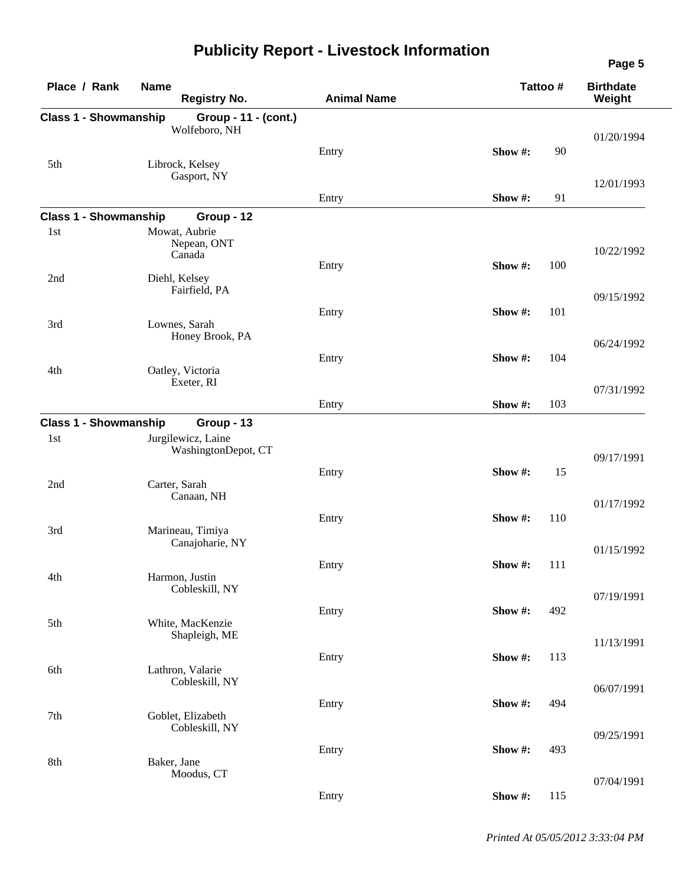# Publicity Report - Livestock Information

| Place / Rank | Name / Registry No. | Animal Name | Tattoo # | Birthdate / Weight |
|---|---|---|---|---|
| **Class 1 - Showmanship** | **Group - 11 - (cont.)** | | | |
| | Wolfeboro, NH | Entry | Show #: 90 | 01/20/1994 |
| 5th | Librock, Kelsey<br>Gasport, NY | Entry | Show #: 91 | 12/01/1993 |
| **Class 1 - Showmanship** | **Group - 12** | | | |
| 1st | Mowat, Aubrie<br>Nepean, ONT<br>Canada | Entry | Show #: 100 | 10/22/1992 |
| 2nd | Diehl, Kelsey<br>Fairfield, PA | Entry | Show #: 101 | 09/15/1992 |
| 3rd | Lownes, Sarah<br>Honey Brook, PA | Entry | Show #: 104 | 06/24/1992 |
| 4th | Oatley, Victoria<br>Exeter, RI | Entry | Show #: 103 | 07/31/1992 |
| **Class 1 - Showmanship** | **Group - 13** | | | |
| 1st | Jurgilewicz, Laine<br>WashingtonDepot, CT | Entry | Show #: 15 | 09/17/1991 |
| 2nd | Carter, Sarah<br>Canaan, NH | Entry | Show #: 110 | 01/17/1992 |
| 3rd | Marineau, Timiya<br>Canajoharie, NY | Entry | Show #: 111 | 01/15/1992 |
| 4th | Harmon, Justin<br>Cobleskill, NY | Entry | Show #: 492 | 07/19/1991 |
| 5th | White, MacKenzie<br>Shapleigh, ME | Entry | Show #: 113 | 11/13/1991 |
| 6th | Lathron, Valarie<br>Cobleskill, NY | Entry | Show #: 494 | 06/07/1991 |
| 7th | Goblet, Elizabeth<br>Cobleskill, NY | Entry | Show #: 493 | 09/25/1991 |
| 8th | Baker, Jane<br>Moodus, CT | Entry | Show #: 115 | 07/04/1991 |

*Printed At 05/05/2012 3:33:04 PM*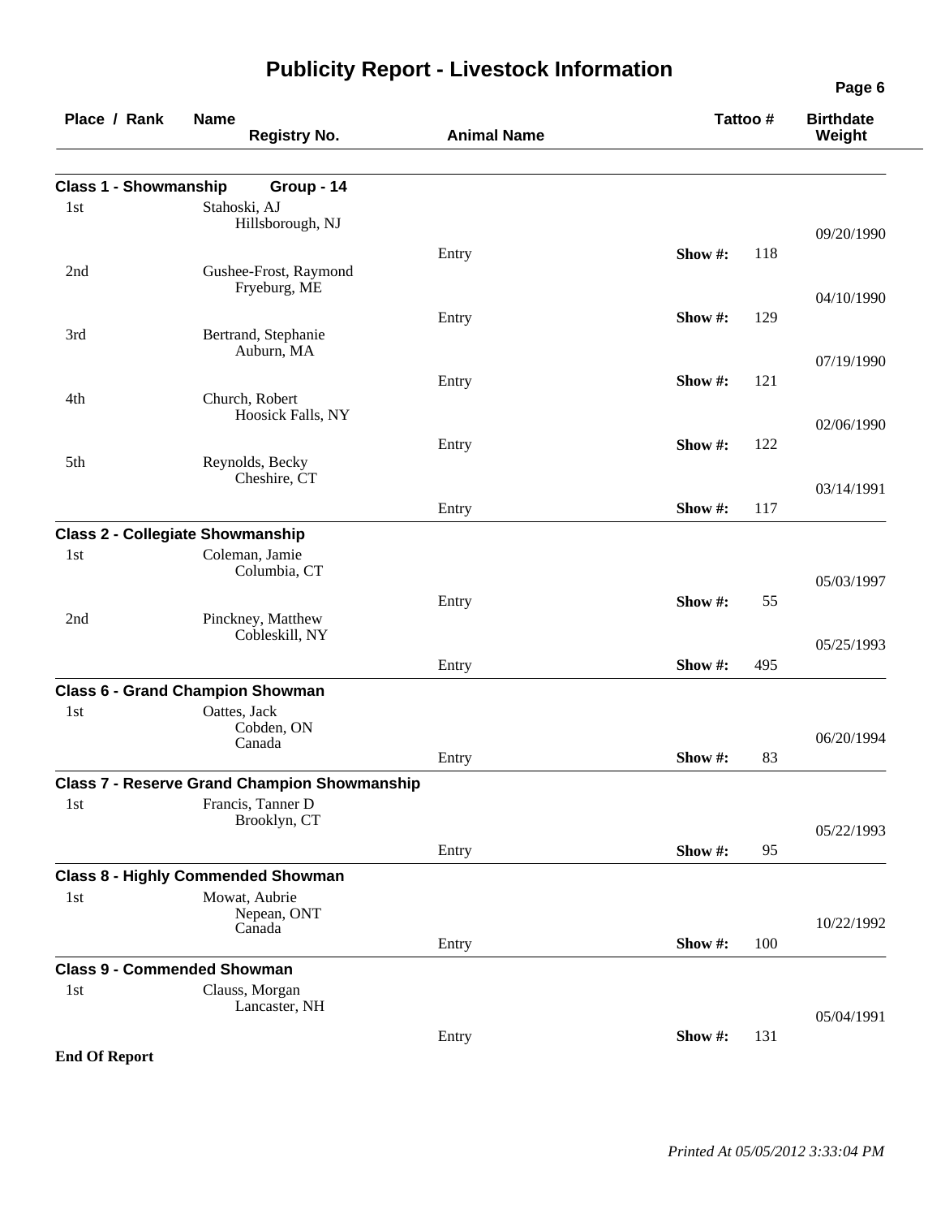# Publicity Report - Livestock Information

| Place / Rank | Name / Registry No. | Animal Name | Tattoo # | Birthdate / Weight |
|---|---|---|---|---|
| **Class 1 - Showmanship** | **Group - 14** | | | |
| 1st | Stahoski, AJ<br>Hillsborough, NJ | Entry | Show #: 118 | 09/20/1990 |
| 2nd | Gushee-Frost, Raymond<br>Fryeburg, ME | Entry | Show #: 129 | 04/10/1990 |
| 3rd | Bertrand, Stephanie<br>Auburn, MA | Entry | Show #: 121 | 07/19/1990 |
| 4th | Church, Robert<br>Hoosick Falls, NY | Entry | Show #: 122 | 02/06/1990 |
| 5th | Reynolds, Becky<br>Cheshire, CT | Entry | Show #: 117 | 03/14/1991 |
| **Class 2 - Collegiate Showmanship** | | | | |
| 1st | Coleman, Jamie<br>Columbia, CT | Entry | Show #: 55 | 05/03/1997 |
| 2nd | Pinckney, Matthew<br>Cobleskill, NY | Entry | Show #: 495 | 05/25/1993 |
| **Class 6 - Grand Champion Showman** | | | | |
| 1st | Oattes, Jack<br>Cobden, ON<br>Canada | Entry | Show #: 83 | 06/20/1994 |
| **Class 7 - Reserve Grand Champion Showmanship** | | | | |
| 1st | Francis, Tanner D<br>Brooklyn, CT | Entry | Show #: 95 | 05/22/1993 |
| **Class 8 - Highly Commended Showman** | | | | |
| 1st | Mowat, Aubrie<br>Nepean, ONT<br>Canada | Entry | Show #: 100 | 10/22/1992 |
| **Class 9 - Commended Showman** | | | | |
| 1st | Clauss, Morgan<br>Lancaster, NH | Entry | Show #: 131 | 05/04/1991 |

**End Of Report**

*Printed At 05/05/2012 3:33:04 PM*